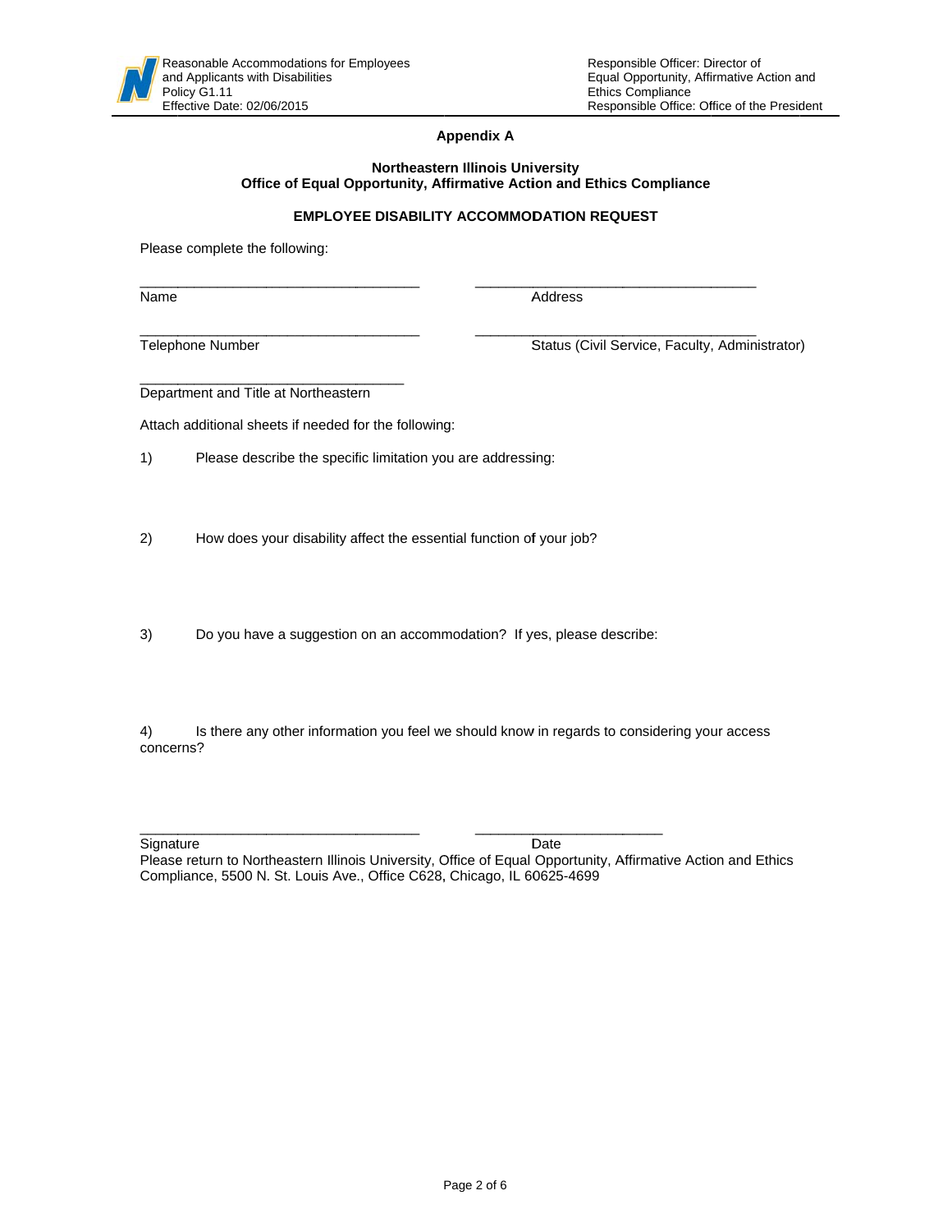## Appendix A

### Northeastern Illinois University
### Office of Equal Opportunity, Affirmative Action and Ethics Compliance

### EMPLOYEE DISABILITY ACCOMMODATION REQUEST

Please complete the following:

_________________________________ _________________________________

Name Address

_________________________________ _________________________________

Telephone Number Status (Civil Service, Faculty, Administrator)

_________________________________

Department and Title at Northeastern

Attach additional sheets if needed for the following:

1) Please describe the specific limitation you are addressing:

2) How does your disability affect the essential function of your job?

3) Do you have a suggestion on an accommodation? If yes, please describe:

4) Is there any other information you feel we should know in regards to considering your access concerns?

_________________________________ _______________________

Signature Date

Please return to Northeastern Illinois University, Office of Equal Opportunity, Affirmative Action and Ethics Compliance, 5500 N. St. Louis Ave., Office C628, Chicago, IL 60625-4699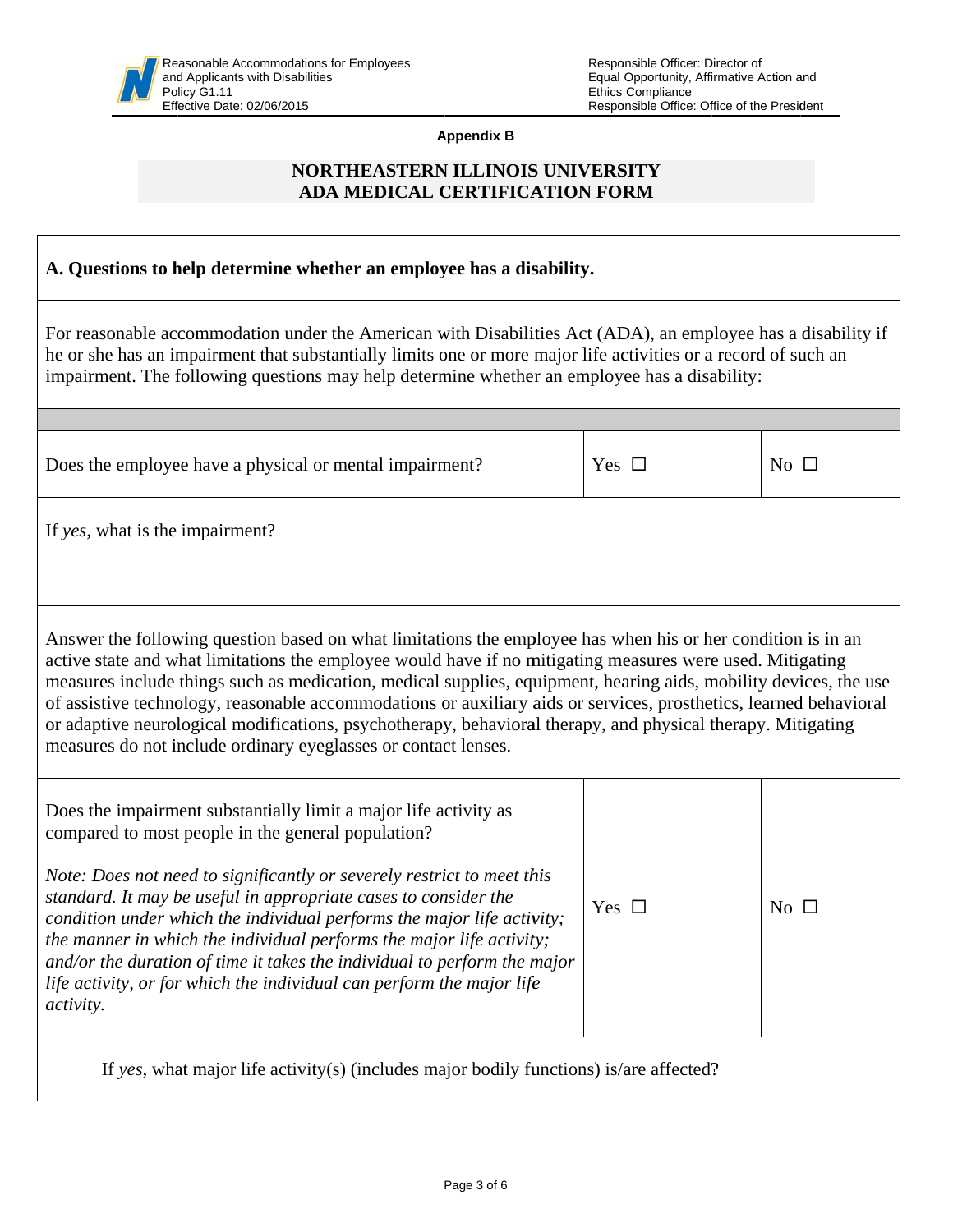**Appendix B**

## NORTHEASTERN ILLINOIS UNIVERSITY
## ADA MEDICAL CERTIFICATION FORM

### A. Questions to help determine whether an employee has a disability.

For reasonable accommodation under the American with Disabilities Act (ADA), an employee has a disability if he or she has an impairment that substantially limits one or more major life activities or a record of such an impairment. The following questions may help determine whether an employee has a disability:

| | | |
|---|---|---|
| Does the employee have a physical or mental impairment? | Yes ☐ | No ☐ |

If *yes*, what is the impairment?

Answer the following question based on what limitations the employee has when his or her condition is in an active state and what limitations the employee would have if no mitigating measures were used. Mitigating measures include things such as medication, medical supplies, equipment, hearing aids, mobility devices, the use of assistive technology, reasonable accommodations or auxiliary aids or services, prosthetics, learned behavioral or adaptive neurological modifications, psychotherapy, behavioral therapy, and physical therapy. Mitigating measures do not include ordinary eyeglasses or contact lenses.

| | | |
|---|---|---|
| Does the impairment substantially limit a major life activity as compared to most people in the general population?<br><br>*Note: Does not need to significantly or severely restrict to meet this standard. It may be useful in appropriate cases to consider the condition under which the individual performs the major life activity; the manner in which the individual performs the major life activity; and/or the duration of time it takes the individual to perform the major life activity, or for which the individual can perform the major life activity.* | Yes ☐ | No ☐ |

If *yes*, what major life activity(s) (includes major bodily functions) is/are affected?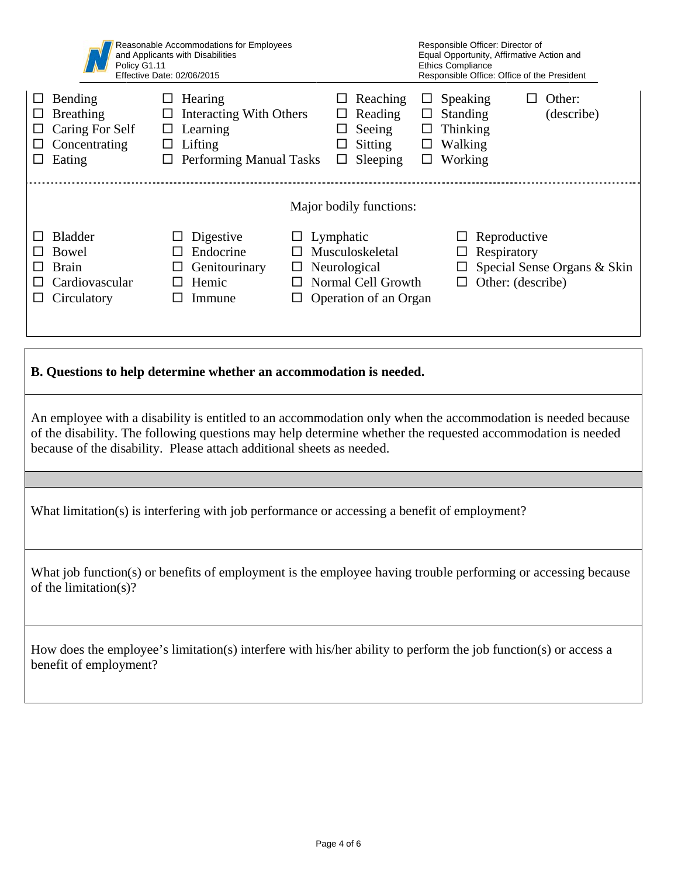- ☐ Bending
- ☐ Breathing
- ☐ Caring For Self
- ☐ Concentrating
- ☐ Eating
- ☐ Hearing
- ☐ Interacting With Others
- ☐ Learning
- ☐ Lifting
- ☐ Performing Manual Tasks
- ☐ Reaching
- ☐ Reading
- ☐ Seeing
- ☐ Sitting
- ☐ Sleeping
- ☐ Speaking
- ☐ Standing
- ☐ Thinking
- ☐ Walking
- ☐ Working
- ☐ Other: (describe)

Major bodily functions:

- ☐ Bladder
- ☐ Bowel
- ☐ Brain
- ☐ Cardiovascular
- ☐ Circulatory
- ☐ Digestive
- ☐ Endocrine
- ☐ Genitourinary
- ☐ Hemic
- ☐ Immune
- ☐ Lymphatic
- ☐ Musculoskeletal
- ☐ Neurological
- ☐ Normal Cell Growth
- ☐ Operation of an Organ
- ☐ Reproductive
- ☐ Respiratory
- ☐ Special Sense Organs & Skin
- ☐ Other: (describe)

**B. Questions to help determine whether an accommodation is needed.**

An employee with a disability is entitled to an accommodation only when the accommodation is needed because of the disability. The following questions may help determine whether the requested accommodation is needed because of the disability. Please attach additional sheets as needed.

What limitation(s) is interfering with job performance or accessing a benefit of employment?

What job function(s) or benefits of employment is the employee having trouble performing or accessing because of the limitation(s)?

How does the employee's limitation(s) interfere with his/her ability to perform the job function(s) or access a benefit of employment?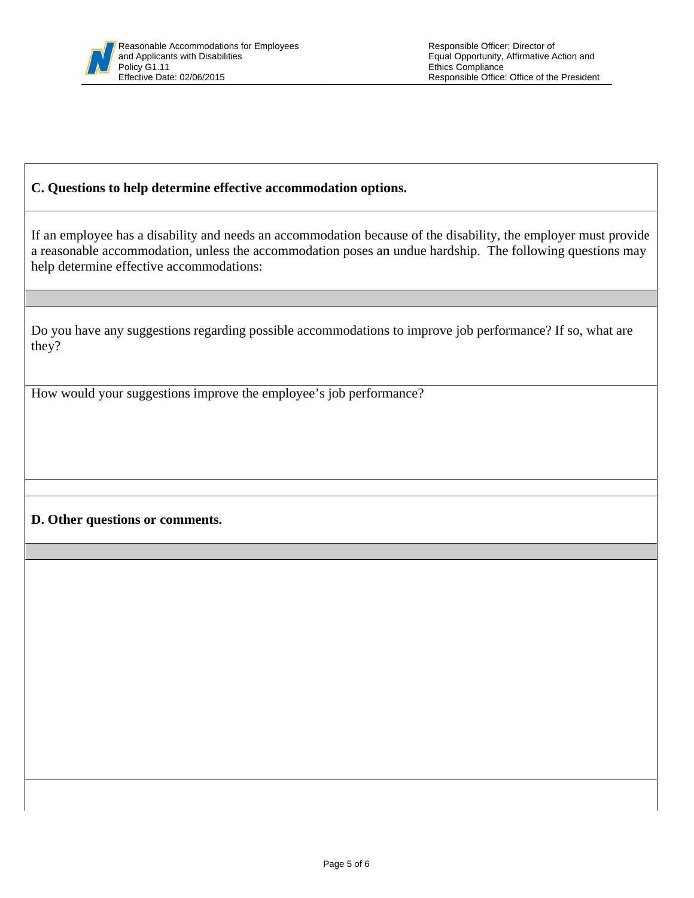**C. Questions to help determine effective accommodation options.**

If an employee has a disability and needs an accommodation because of the disability, the employer must provide a reasonable accommodation, unless the accommodation poses an undue hardship. The following questions may help determine effective accommodations:

Do you have any suggestions regarding possible accommodations to improve job performance? If so, what are they?

How would your suggestions improve the employee's job performance?

**D. Other questions or comments.**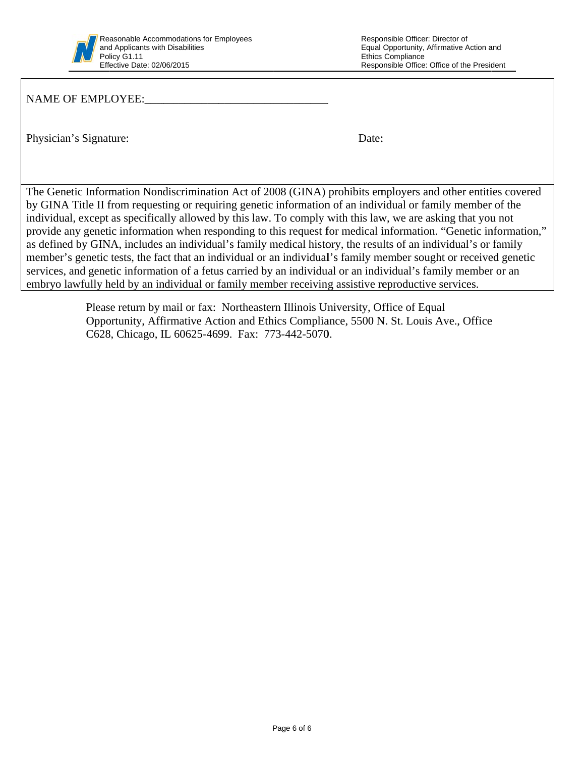NAME OF EMPLOYEE:_______________________________

Physician's Signature: Date:

The Genetic Information Nondiscrimination Act of 2008 (GINA) prohibits employers and other entities covered by GINA Title II from requesting or requiring genetic information of an individual or family member of the individual, except as specifically allowed by this law. To comply with this law, we are asking that you not provide any genetic information when responding to this request for medical information. "Genetic information," as defined by GINA, includes an individual's family medical history, the results of an individual's or family member's genetic tests, the fact that an individual or an individual's family member sought or received genetic services, and genetic information of a fetus carried by an individual or an individual's family member or an embryo lawfully held by an individual or family member receiving assistive reproductive services.

Please return by mail or fax: Northeastern Illinois University, Office of Equal Opportunity, Affirmative Action and Ethics Compliance, 5500 N. St. Louis Ave., Office C628, Chicago, IL 60625-4699. Fax: 773-442-5070.